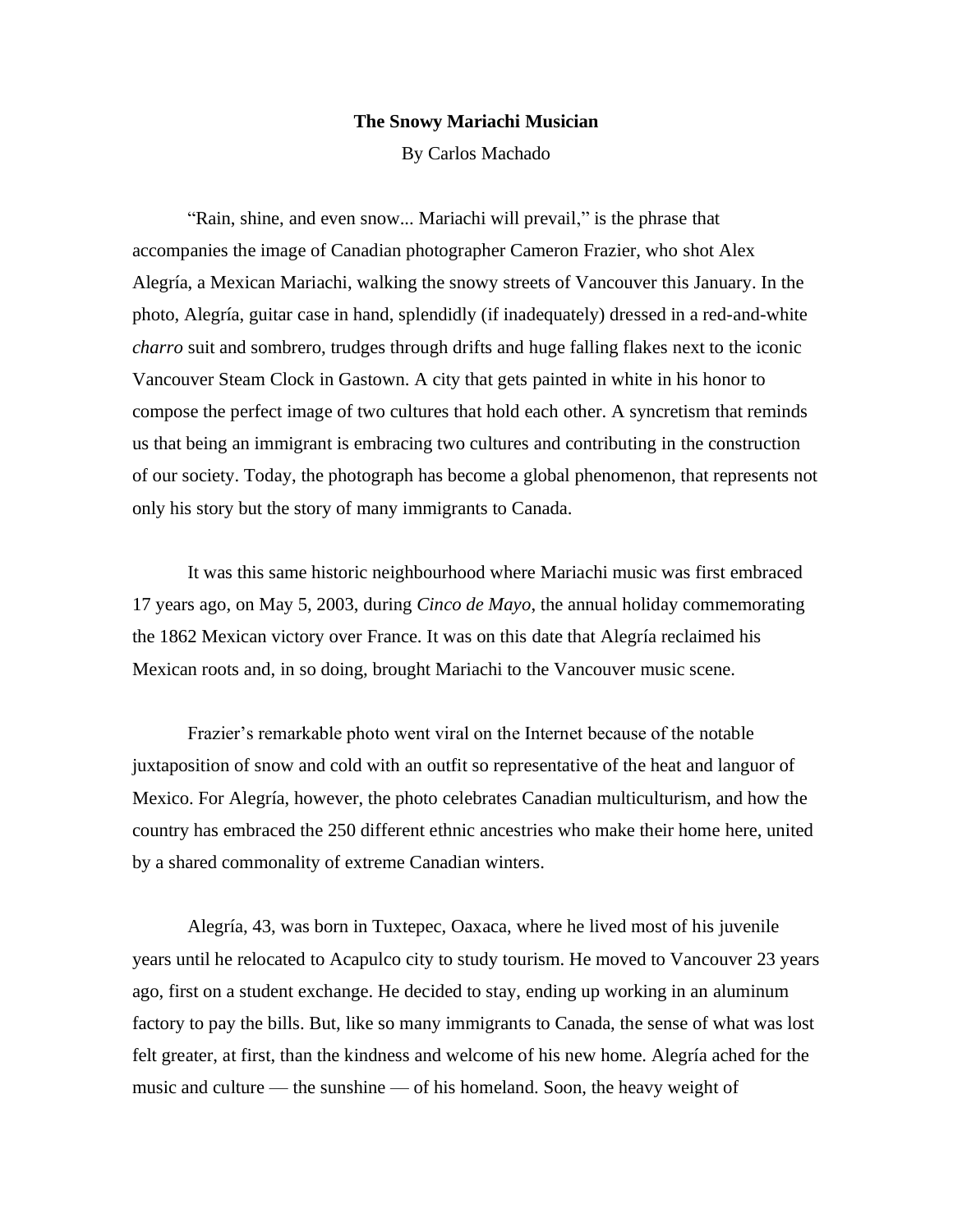**The Snowy Mariachi Musician**

By Carlos Machado

"Rain, shine, and even snow... Mariachi will prevail," is the phrase that accompanies the image of Canadian photographer Cameron Frazier, who shot Alex Alegría, a Mexican Mariachi, walking the snowy streets of Vancouver this January. In the photo, Alegría, guitar case in hand, splendidly (if inadequately) dressed in a red-and-white *charro* suit and sombrero, trudges through drifts and huge falling flakes next to the iconic Vancouver Steam Clock in Gastown. A city that gets painted in white in his honor to compose the perfect image of two cultures that hold each other. A syncretism that reminds us that being an immigrant is embracing two cultures and contributing in the construction of our society. Today, the photograph has become a global phenomenon, that represents not only his story but the story of many immigrants to Canada.

It was this same historic neighbourhood where Mariachi music was first embraced 17 years ago, on May 5, 2003, during *Cinco de Mayo*, the annual holiday commemorating the 1862 Mexican victory over France. It was on this date that Alegría reclaimed his Mexican roots and, in so doing, brought Mariachi to the Vancouver music scene.

Frazier's remarkable photo went viral on the Internet because of the notable juxtaposition of snow and cold with an outfit so representative of the heat and languor of Mexico. For Alegría, however, the photo celebrates Canadian multiculturism, and how the country has embraced the 250 different ethnic ancestries who make their home here, united by a shared commonality of extreme Canadian winters.

Alegría, 43, was born in Tuxtepec, Oaxaca, where he lived most of his juvenile years until he relocated to Acapulco city to study tourism. He moved to Vancouver 23 years ago, first on a student exchange. He decided to stay, ending up working in an aluminum factory to pay the bills. But, like so many immigrants to Canada, the sense of what was lost felt greater, at first, than the kindness and welcome of his new home. Alegría ached for the music and culture — the sunshine — of his homeland. Soon, the heavy weight of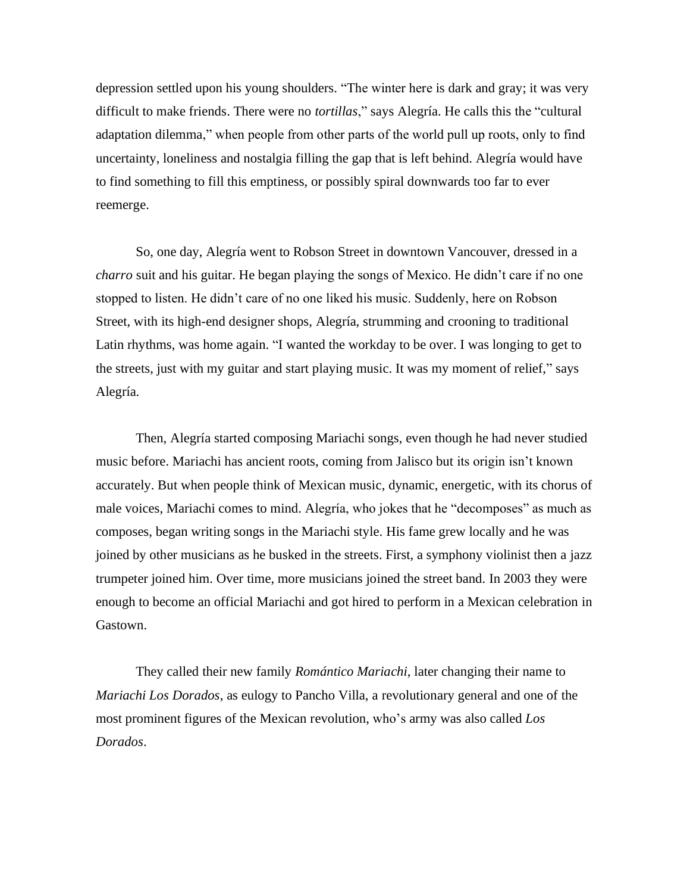depression settled upon his young shoulders. “The winter here is dark and gray; it was very difficult to make friends. There were no *tortillas*,” says Alegría. He calls this the “cultural adaptation dilemma,” when people from other parts of the world pull up roots, only to find uncertainty, loneliness and nostalgia filling the gap that is left behind. Alegría would have to find something to fill this emptiness, or possibly spiral downwards too far to ever reemerge.

So, one day, Alegría went to Robson Street in downtown Vancouver, dressed in a *charro* suit and his guitar. He began playing the songs of Mexico. He didn’t care if no one stopped to listen. He didn’t care of no one liked his music. Suddenly, here on Robson Street, with its high-end designer shops, Alegría, strumming and crooning to traditional Latin rhythms, was home again. “I wanted the workday to be over. I was longing to get to the streets, just with my guitar and start playing music. It was my moment of relief,” says Alegría.

Then, Alegría started composing Mariachi songs, even though he had never studied music before. Mariachi has ancient roots, coming from Jalisco but its origin isn’t known accurately. But when people think of Mexican music, dynamic, energetic, with its chorus of male voices, Mariachi comes to mind. Alegría, who jokes that he “decomposes” as much as composes, began writing songs in the Mariachi style. His fame grew locally and he was joined by other musicians as he busked in the streets. First, a symphony violinist then a jazz trumpeter joined him. Over time, more musicians joined the street band. In 2003 they were enough to become an official Mariachi and got hired to perform in a Mexican celebration in Gastown.

They called their new family *Romántico Mariachi*, later changing their name to *Mariachi Los Dorados*, as eulogy to Pancho Villa, a revolutionary general and one of the most prominent figures of the Mexican revolution, who’s army was also called *Los Dorados*.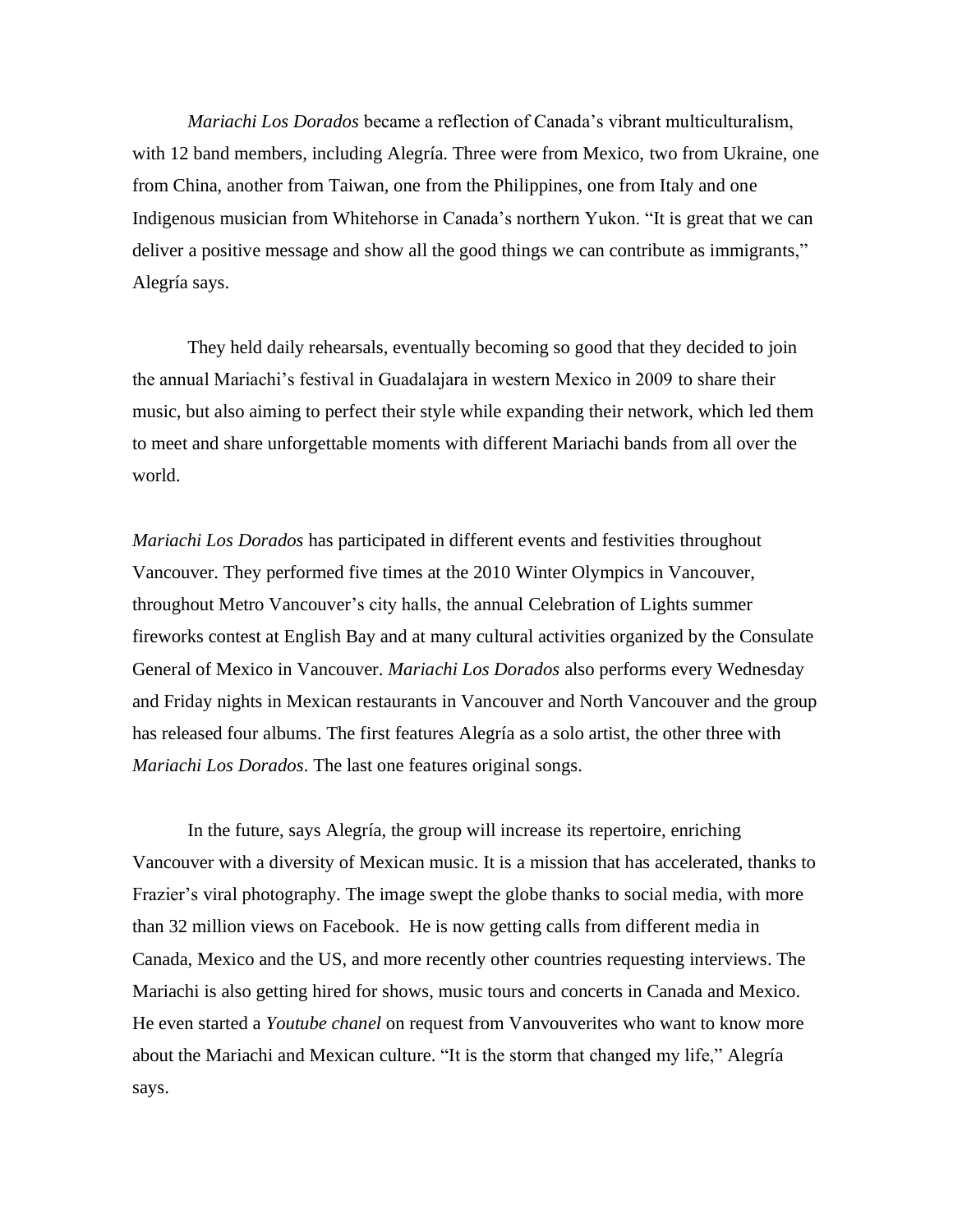*Mariachi Los Dorados* became a reflection of Canada's vibrant multiculturalism, with 12 band members, including Alegría. Three were from Mexico, two from Ukraine, one from China, another from Taiwan, one from the Philippines, one from Italy and one Indigenous musician from Whitehorse in Canada's northern Yukon. "It is great that we can deliver a positive message and show all the good things we can contribute as immigrants," Alegría says.

They held daily rehearsals, eventually becoming so good that they decided to join the annual Mariachi's festival in Guadalajara in western Mexico in 2009 to share their music, but also aiming to perfect their style while expanding their network, which led them to meet and share unforgettable moments with different Mariachi bands from all over the world.

*Mariachi Los Dorados* has participated in different events and festivities throughout Vancouver. They performed five times at the 2010 Winter Olympics in Vancouver, throughout Metro Vancouver's city halls, the annual Celebration of Lights summer fireworks contest at English Bay and at many cultural activities organized by the Consulate General of Mexico in Vancouver. *Mariachi Los Dorados* also performs every Wednesday and Friday nights in Mexican restaurants in Vancouver and North Vancouver and the group has released four albums. The first features Alegría as a solo artist, the other three with *Mariachi Los Dorados*. The last one features original songs.

In the future, says Alegría, the group will increase its repertoire, enriching Vancouver with a diversity of Mexican music. It is a mission that has accelerated, thanks to Frazier's viral photography. The image swept the globe thanks to social media, with more than 32 million views on Facebook. He is now getting calls from different media in Canada, Mexico and the US, and more recently other countries requesting interviews. The Mariachi is also getting hired for shows, music tours and concerts in Canada and Mexico. He even started a *Youtube chanel* on request from Vanvouverites who want to know more about the Mariachi and Mexican culture. "It is the storm that changed my life," Alegría says.